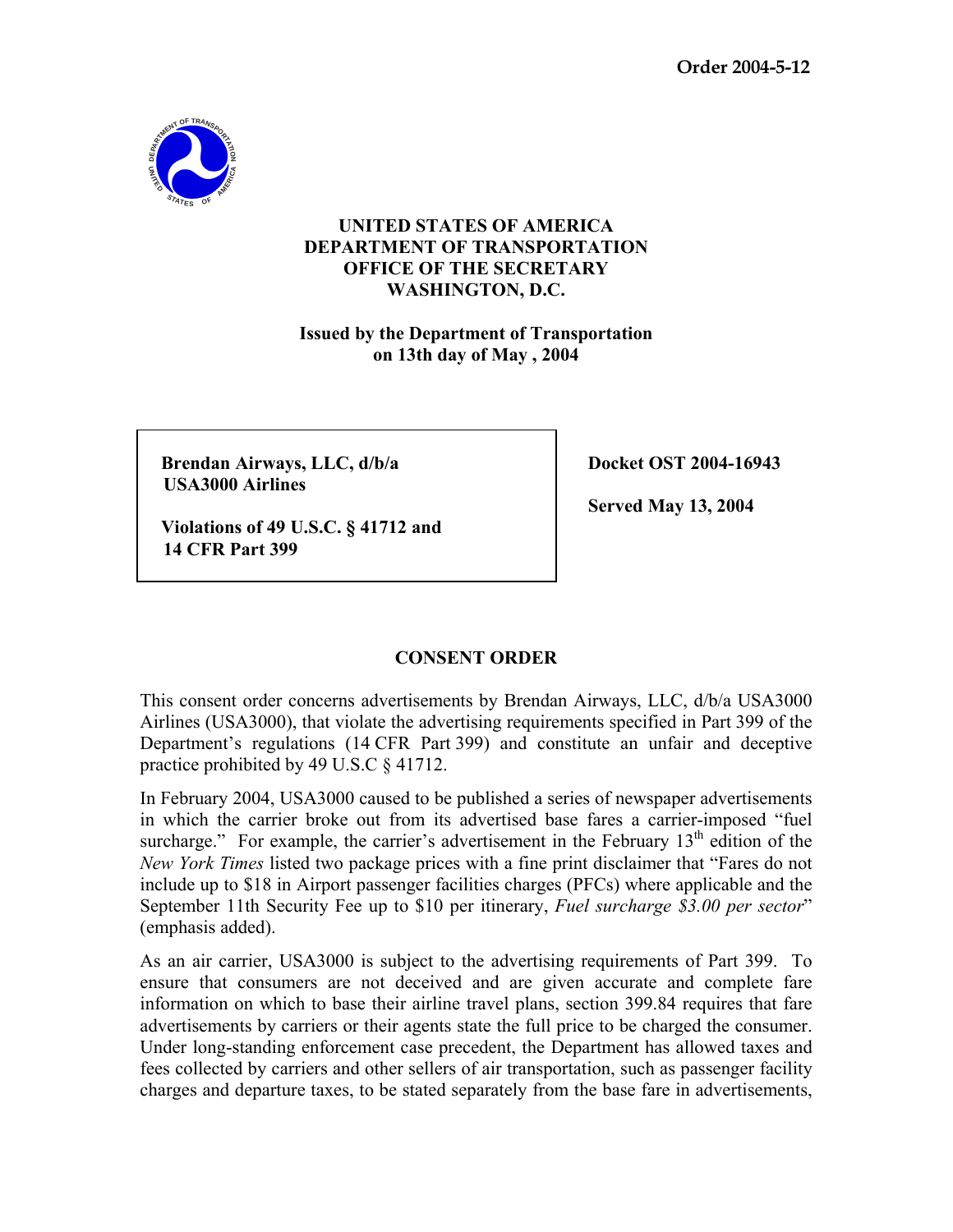**Order 2004-5-12**

**UNITED STATES OF AMERICA**
**DEPARTMENT OF TRANSPORTATION**
**OFFICE OF THE SECRETARY**
**WASHINGTON, D.C.**

**Issued by the Department of Transportation**
**on 13th day of May , 2004**

| **Brendan Airways, LLC, d/b/a USA3000 Airlines**<br><br>**Violations of 49 U.S.C. § 41712 and 14 CFR Part 399** | **Docket OST 2004-16943**<br><br>**Served May 13, 2004** |
|---|---|

## CONSENT ORDER

This consent order concerns advertisements by Brendan Airways, LLC, d/b/a USA3000 Airlines (USA3000), that violate the advertising requirements specified in Part 399 of the Department's regulations (14 CFR Part 399) and constitute an unfair and deceptive practice prohibited by 49 U.S.C § 41712.

In February 2004, USA3000 caused to be published a series of newspaper advertisements in which the carrier broke out from its advertised base fares a carrier-imposed "fuel surcharge." For example, the carrier's advertisement in the February 13th edition of the *New York Times* listed two package prices with a fine print disclaimer that "Fares do not include up to $18 in Airport passenger facilities charges (PFCs) where applicable and the September 11th Security Fee up to $10 per itinerary, *Fuel surcharge $3.00 per sector*" (emphasis added).

As an air carrier, USA3000 is subject to the advertising requirements of Part 399. To ensure that consumers are not deceived and are given accurate and complete fare information on which to base their airline travel plans, section 399.84 requires that fare advertisements by carriers or their agents state the full price to be charged the consumer. Under long-standing enforcement case precedent, the Department has allowed taxes and fees collected by carriers and other sellers of air transportation, such as passenger facility charges and departure taxes, to be stated separately from the base fare in advertisements,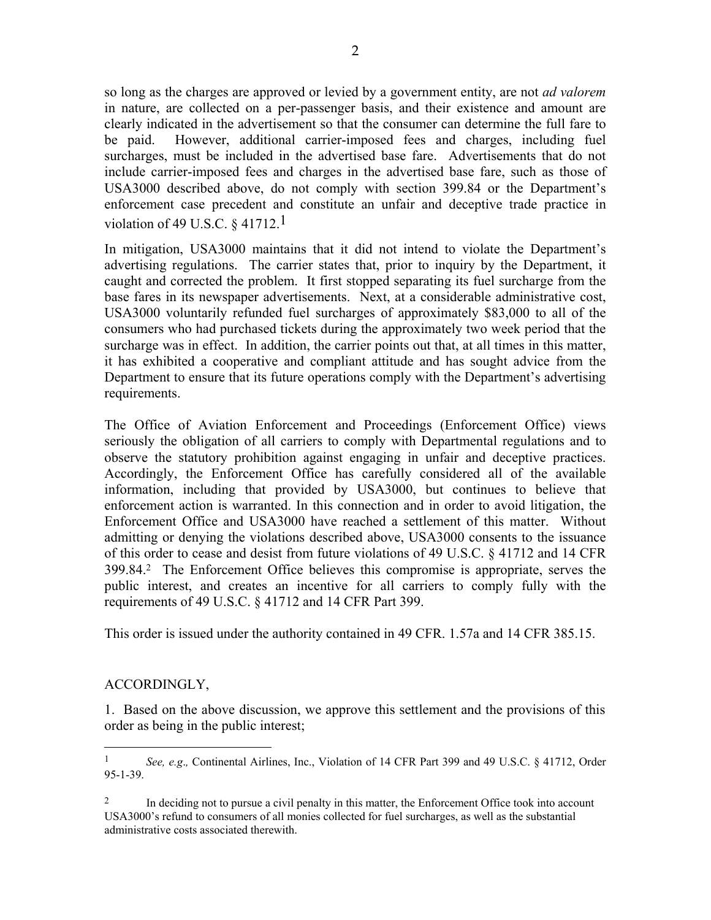so long as the charges are approved or levied by a government entity, are not *ad valorem* in nature, are collected on a per-passenger basis, and their existence and amount are clearly indicated in the advertisement so that the consumer can determine the full fare to be paid. However, additional carrier-imposed fees and charges, including fuel surcharges, must be included in the advertised base fare. Advertisements that do not include carrier-imposed fees and charges in the advertised base fare, such as those of USA3000 described above, do not comply with section 399.84 or the Department's enforcement case precedent and constitute an unfair and deceptive trade practice in violation of 49 U.S.C. § 41712.[1]

In mitigation, USA3000 maintains that it did not intend to violate the Department's advertising regulations. The carrier states that, prior to inquiry by the Department, it caught and corrected the problem. It first stopped separating its fuel surcharge from the base fares in its newspaper advertisements. Next, at a considerable administrative cost, USA3000 voluntarily refunded fuel surcharges of approximately $83,000 to all of the consumers who had purchased tickets during the approximately two week period that the surcharge was in effect. In addition, the carrier points out that, at all times in this matter, it has exhibited a cooperative and compliant attitude and has sought advice from the Department to ensure that its future operations comply with the Department's advertising requirements.

The Office of Aviation Enforcement and Proceedings (Enforcement Office) views seriously the obligation of all carriers to comply with Departmental regulations and to observe the statutory prohibition against engaging in unfair and deceptive practices. Accordingly, the Enforcement Office has carefully considered all of the available information, including that provided by USA3000, but continues to believe that enforcement action is warranted. In this connection and in order to avoid litigation, the Enforcement Office and USA3000 have reached a settlement of this matter. Without admitting or denying the violations described above, USA3000 consents to the issuance of this order to cease and desist from future violations of 49 U.S.C. § 41712 and 14 CFR 399.84.[2] The Enforcement Office believes this compromise is appropriate, serves the public interest, and creates an incentive for all carriers to comply fully with the requirements of 49 U.S.C. § 41712 and 14 CFR Part 399.

This order is issued under the authority contained in 49 CFR. 1.57a and 14 CFR 385.15.

ACCORDINGLY,

1. Based on the above discussion, we approve this settlement and the provisions of this order as being in the public interest;

---

[1] *See, e.g.,* Continental Airlines, Inc., Violation of 14 CFR Part 399 and 49 U.S.C. § 41712, Order 95-1-39.

[2] In deciding not to pursue a civil penalty in this matter, the Enforcement Office took into account USA3000's refund to consumers of all monies collected for fuel surcharges, as well as the substantial administrative costs associated therewith.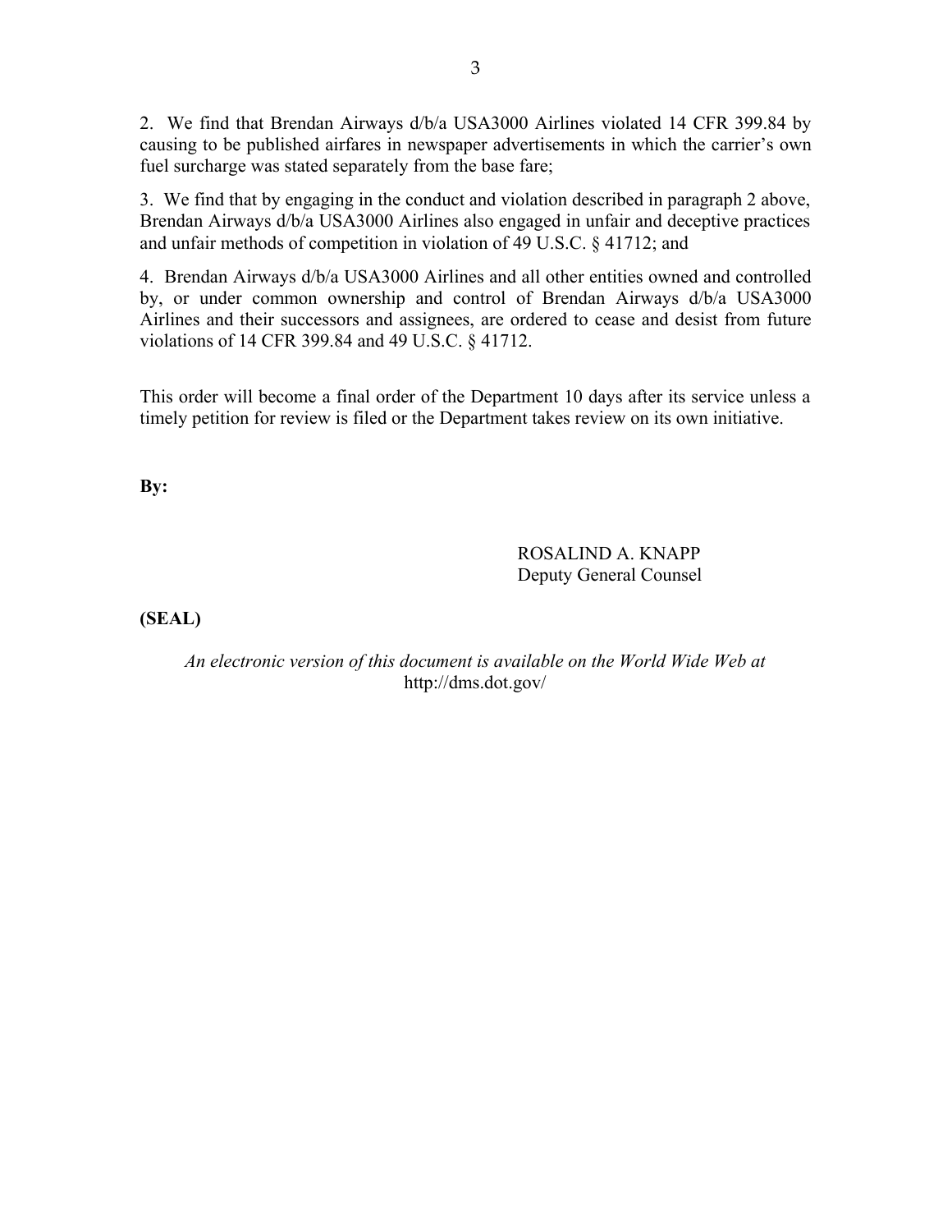2. We find that Brendan Airways d/b/a USA3000 Airlines violated 14 CFR 399.84 by causing to be published airfares in newspaper advertisements in which the carrier's own fuel surcharge was stated separately from the base fare;

3. We find that by engaging in the conduct and violation described in paragraph 2 above, Brendan Airways d/b/a USA3000 Airlines also engaged in unfair and deceptive practices and unfair methods of competition in violation of 49 U.S.C. § 41712; and

4. Brendan Airways d/b/a USA3000 Airlines and all other entities owned and controlled by, or under common ownership and control of Brendan Airways d/b/a USA3000 Airlines and their successors and assignees, are ordered to cease and desist from future violations of 14 CFR 399.84 and 49 U.S.C. § 41712.

This order will become a final order of the Department 10 days after its service unless a timely petition for review is filed or the Department takes review on its own initiative.

**By:**

ROSALIND A. KNAPP
Deputy General Counsel

**(SEAL)**

*An electronic version of this document is available on the World Wide Web at* http://dms.dot.gov/